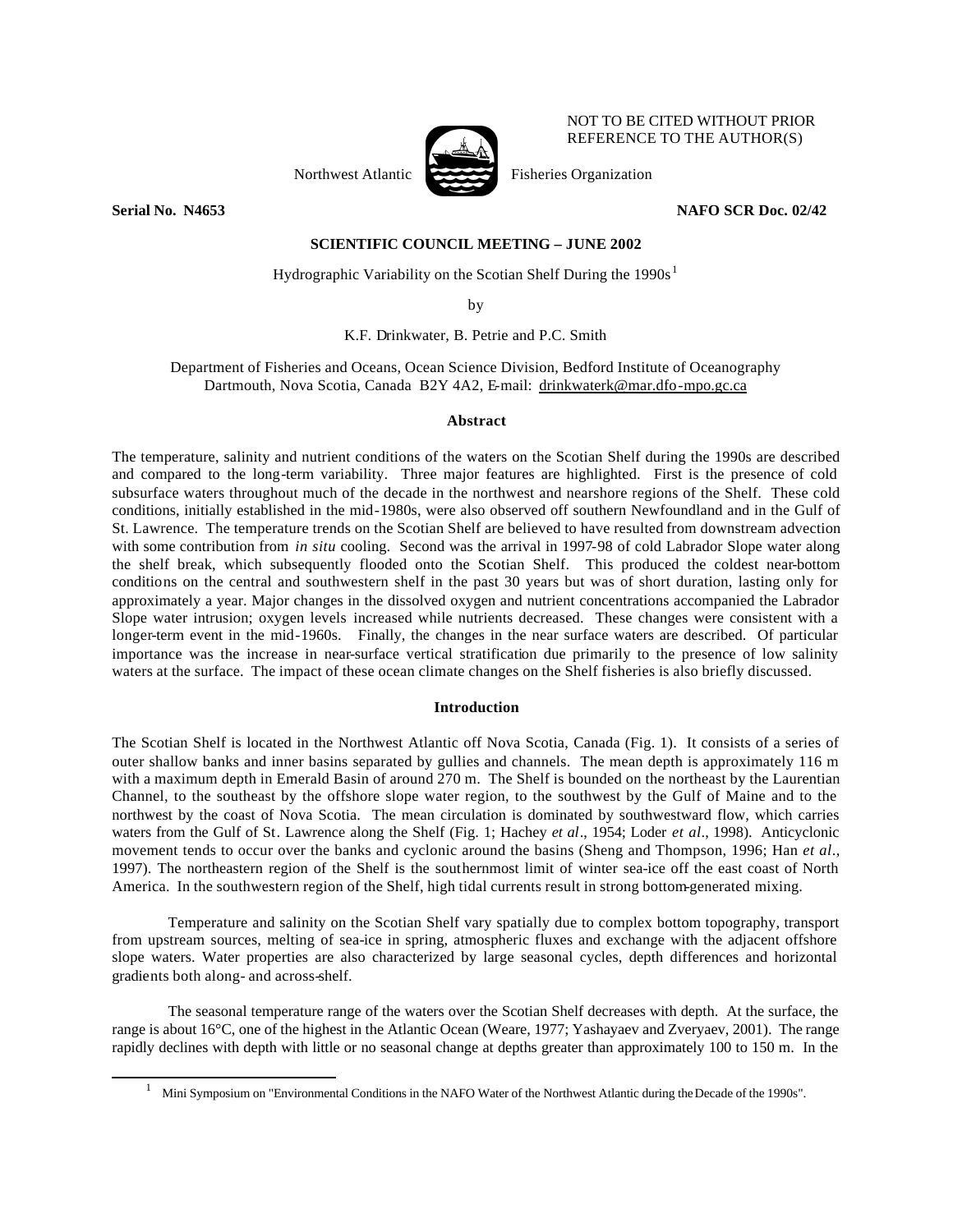NOT TO BE CITED WITHOUT PRIOR REFERENCE TO THE AUTHOR(S)

Northwest Atlantic Fisheries Organization

**Serial No. N4653** **NAFO SCR Doc. 02/42**

**SCIENTIFIC COUNCIL MEETING – JUNE 2002**

Hydrographic Variability on the Scotian Shelf During the 1990s[1]

by

K.F. Drinkwater, B. Petrie and P.C. Smith

Department of Fisheries and Oceans, Ocean Science Division, Bedford Institute of Oceanography
Dartmouth, Nova Scotia, Canada B2Y 4A2, E-mail: drinkwaterk@mar.dfo-mpo.gc.ca

## Abstract

The temperature, salinity and nutrient conditions of the waters on the Scotian Shelf during the 1990s are described and compared to the long-term variability. Three major features are highlighted. First is the presence of cold subsurface waters throughout much of the decade in the northwest and nearshore regions of the Shelf. These cold conditions, initially established in the mid-1980s, were also observed off southern Newfoundland and in the Gulf of St. Lawrence. The temperature trends on the Scotian Shelf are believed to have resulted from downstream advection with some contribution from *in situ* cooling. Second was the arrival in 1997-98 of cold Labrador Slope water along the shelf break, which subsequently flooded onto the Scotian Shelf. This produced the coldest near-bottom conditions on the central and southwestern shelf in the past 30 years but was of short duration, lasting only for approximately a year. Major changes in the dissolved oxygen and nutrient concentrations accompanied the Labrador Slope water intrusion; oxygen levels increased while nutrients decreased. These changes were consistent with a longer-term event in the mid-1960s. Finally, the changes in the near surface waters are described. Of particular importance was the increase in near-surface vertical stratification due primarily to the presence of low salinity waters at the surface. The impact of these ocean climate changes on the Shelf fisheries is also briefly discussed.

## Introduction

The Scotian Shelf is located in the Northwest Atlantic off Nova Scotia, Canada (Fig. 1). It consists of a series of outer shallow banks and inner basins separated by gullies and channels. The mean depth is approximately 116 m with a maximum depth in Emerald Basin of around 270 m. The Shelf is bounded on the northeast by the Laurentian Channel, to the southeast by the offshore slope water region, to the southwest by the Gulf of Maine and to the northwest by the coast of Nova Scotia. The mean circulation is dominated by southwestward flow, which carries waters from the Gulf of St. Lawrence along the Shelf (Fig. 1; Hachey *et al*., 1954; Loder *et al*., 1998). Anticyclonic movement tends to occur over the banks and cyclonic around the basins (Sheng and Thompson, 1996; Han *et al*., 1997). The northeastern region of the Shelf is the southernmost limit of winter sea-ice off the east coast of North America. In the southwestern region of the Shelf, high tidal currents result in strong bottom-generated mixing.

Temperature and salinity on the Scotian Shelf vary spatially due to complex bottom topography, transport from upstream sources, melting of sea-ice in spring, atmospheric fluxes and exchange with the adjacent offshore slope waters. Water properties are also characterized by large seasonal cycles, depth differences and horizontal gradients both along- and across-shelf.

The seasonal temperature range of the waters over the Scotian Shelf decreases with depth. At the surface, the range is about 16°C, one of the highest in the Atlantic Ocean (Weare, 1977; Yashayaev and Zveryaev, 2001). The range rapidly declines with depth with little or no seasonal change at depths greater than approximately 100 to 150 m. In the

[1] Mini Symposium on "Environmental Conditions in the NAFO Water of the Northwest Atlantic during the Decade of the 1990s".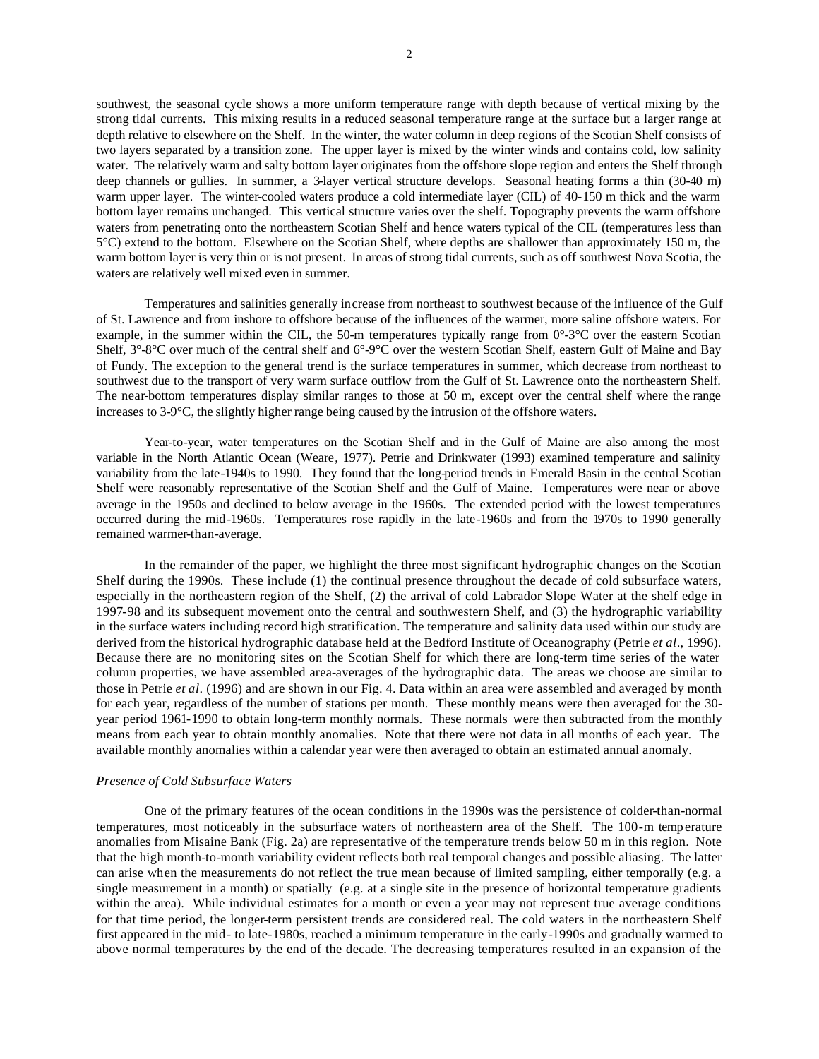southwest, the seasonal cycle shows a more uniform temperature range with depth because of vertical mixing by the strong tidal currents. This mixing results in a reduced seasonal temperature range at the surface but a larger range at depth relative to elsewhere on the Shelf. In the winter, the water column in deep regions of the Scotian Shelf consists of two layers separated by a transition zone. The upper layer is mixed by the winter winds and contains cold, low salinity water. The relatively warm and salty bottom layer originates from the offshore slope region and enters the Shelf through deep channels or gullies. In summer, a 3-layer vertical structure develops. Seasonal heating forms a thin (30-40 m) warm upper layer. The winter-cooled waters produce a cold intermediate layer (CIL) of 40-150 m thick and the warm bottom layer remains unchanged. This vertical structure varies over the shelf. Topography prevents the warm offshore waters from penetrating onto the northeastern Scotian Shelf and hence waters typical of the CIL (temperatures less than 5°C) extend to the bottom. Elsewhere on the Scotian Shelf, where depths are shallower than approximately 150 m, the warm bottom layer is very thin or is not present. In areas of strong tidal currents, such as off southwest Nova Scotia, the waters are relatively well mixed even in summer.

Temperatures and salinities generally increase from northeast to southwest because of the influence of the Gulf of St. Lawrence and from inshore to offshore because of the influences of the warmer, more saline offshore waters. For example, in the summer within the CIL, the 50-m temperatures typically range from 0°-3°C over the eastern Scotian Shelf, 3°-8°C over much of the central shelf and 6°-9°C over the western Scotian Shelf, eastern Gulf of Maine and Bay of Fundy. The exception to the general trend is the surface temperatures in summer, which decrease from northeast to southwest due to the transport of very warm surface outflow from the Gulf of St. Lawrence onto the northeastern Shelf. The near-bottom temperatures display similar ranges to those at 50 m, except over the central shelf where the range increases to 3-9°C, the slightly higher range being caused by the intrusion of the offshore waters.

Year-to-year, water temperatures on the Scotian Shelf and in the Gulf of Maine are also among the most variable in the North Atlantic Ocean (Weare, 1977). Petrie and Drinkwater (1993) examined temperature and salinity variability from the late-1940s to 1990. They found that the long-period trends in Emerald Basin in the central Scotian Shelf were reasonably representative of the Scotian Shelf and the Gulf of Maine. Temperatures were near or above average in the 1950s and declined to below average in the 1960s. The extended period with the lowest temperatures occurred during the mid-1960s. Temperatures rose rapidly in the late-1960s and from the 1970s to 1990 generally remained warmer-than-average.

In the remainder of the paper, we highlight the three most significant hydrographic changes on the Scotian Shelf during the 1990s. These include (1) the continual presence throughout the decade of cold subsurface waters, especially in the northeastern region of the Shelf, (2) the arrival of cold Labrador Slope Water at the shelf edge in 1997-98 and its subsequent movement onto the central and southwestern Shelf, and (3) the hydrographic variability in the surface waters including record high stratification. The temperature and salinity data used within our study are derived from the historical hydrographic database held at the Bedford Institute of Oceanography (Petrie *et al*., 1996). Because there are no monitoring sites on the Scotian Shelf for which there are long-term time series of the water column properties, we have assembled area-averages of the hydrographic data. The areas we choose are similar to those in Petrie *et al*. (1996) and are shown in our Fig. 4. Data within an area were assembled and averaged by month for each year, regardless of the number of stations per month. These monthly means were then averaged for the 30-year period 1961-1990 to obtain long-term monthly normals. These normals were then subtracted from the monthly means from each year to obtain monthly anomalies. Note that there were not data in all months of each year. The available monthly anomalies within a calendar year were then averaged to obtain an estimated annual anomaly.

*Presence of Cold Subsurface Waters*

One of the primary features of the ocean conditions in the 1990s was the persistence of colder-than-normal temperatures, most noticeably in the subsurface waters of northeastern area of the Shelf. The 100-m temperature anomalies from Misaine Bank (Fig. 2a) are representative of the temperature trends below 50 m in this region. Note that the high month-to-month variability evident reflects both real temporal changes and possible aliasing. The latter can arise when the measurements do not reflect the true mean because of limited sampling, either temporally (e.g. a single measurement in a month) or spatially (e.g. at a single site in the presence of horizontal temperature gradients within the area). While individual estimates for a month or even a year may not represent true average conditions for that time period, the longer-term persistent trends are considered real. The cold waters in the northeastern Shelf first appeared in the mid- to late-1980s, reached a minimum temperature in the early-1990s and gradually warmed to above normal temperatures by the end of the decade. The decreasing temperatures resulted in an expansion of the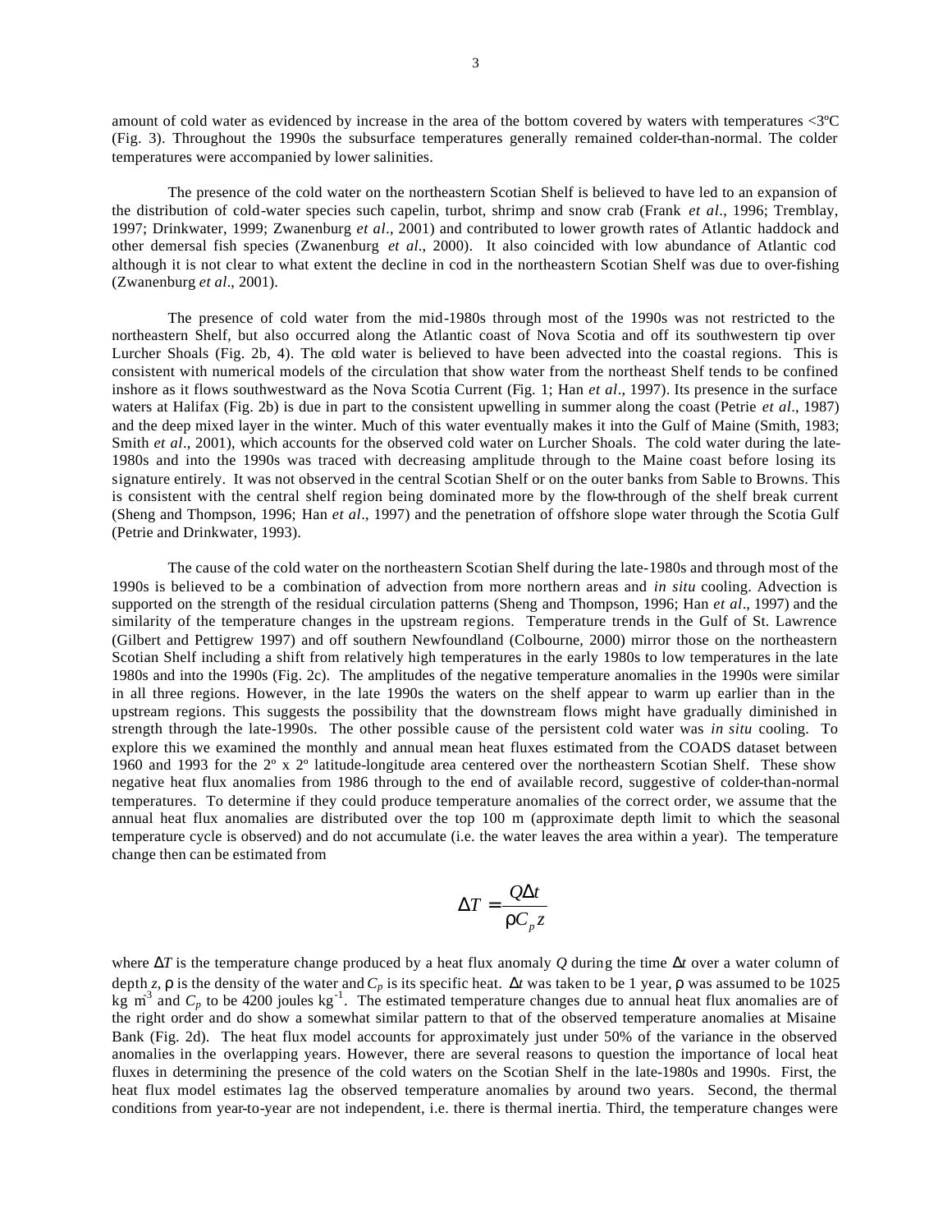amount of cold water as evidenced by increase in the area of the bottom covered by waters with temperatures <3ºC (Fig. 3). Throughout the 1990s the subsurface temperatures generally remained colder-than-normal. The colder temperatures were accompanied by lower salinities.

The presence of the cold water on the northeastern Scotian Shelf is believed to have led to an expansion of the distribution of cold-water species such capelin, turbot, shrimp and snow crab (Frank *et al*., 1996; Tremblay, 1997; Drinkwater, 1999; Zwanenburg *et al*., 2001) and contributed to lower growth rates of Atlantic haddock and other demersal fish species (Zwanenburg *et al*., 2000). It also coincided with low abundance of Atlantic cod although it is not clear to what extent the decline in cod in the northeastern Scotian Shelf was due to over-fishing (Zwanenburg *et al*., 2001).

The presence of cold water from the mid-1980s through most of the 1990s was not restricted to the northeastern Shelf, but also occurred along the Atlantic coast of Nova Scotia and off its southwestern tip over Lurcher Shoals (Fig. 2b, 4). The cold water is believed to have been advected into the coastal regions. This is consistent with numerical models of the circulation that show water from the northeast Shelf tends to be confined inshore as it flows southwestward as the Nova Scotia Current (Fig. 1; Han *et al*., 1997). Its presence in the surface waters at Halifax (Fig. 2b) is due in part to the consistent upwelling in summer along the coast (Petrie *et al*., 1987) and the deep mixed layer in the winter. Much of this water eventually makes it into the Gulf of Maine (Smith, 1983; Smith *et al*., 2001), which accounts for the observed cold water on Lurcher Shoals. The cold water during the late-1980s and into the 1990s was traced with decreasing amplitude through to the Maine coast before losing its signature entirely. It was not observed in the central Scotian Shelf or on the outer banks from Sable to Browns. This is consistent with the central shelf region being dominated more by the flow-through of the shelf break current (Sheng and Thompson, 1996; Han *et al*., 1997) and the penetration of offshore slope water through the Scotia Gulf (Petrie and Drinkwater, 1993).

The cause of the cold water on the northeastern Scotian Shelf during the late-1980s and through most of the 1990s is believed to be a combination of advection from more northern areas and *in situ* cooling. Advection is supported on the strength of the residual circulation patterns (Sheng and Thompson, 1996; Han *et al*., 1997) and the similarity of the temperature changes in the upstream regions. Temperature trends in the Gulf of St. Lawrence (Gilbert and Pettigrew 1997) and off southern Newfoundland (Colbourne, 2000) mirror those on the northeastern Scotian Shelf including a shift from relatively high temperatures in the early 1980s to low temperatures in the late 1980s and into the 1990s (Fig. 2c). The amplitudes of the negative temperature anomalies in the 1990s were similar in all three regions. However, in the late 1990s the waters on the shelf appear to warm up earlier than in the upstream regions. This suggests the possibility that the downstream flows might have gradually diminished in strength through the late-1990s. The other possible cause of the persistent cold water was *in situ* cooling. To explore this we examined the monthly and annual mean heat fluxes estimated from the COADS dataset between 1960 and 1993 for the 2º x 2º latitude-longitude area centered over the northeastern Scotian Shelf. These show negative heat flux anomalies from 1986 through to the end of available record, suggestive of colder-than-normal temperatures. To determine if they could produce temperature anomalies of the correct order, we assume that the annual heat flux anomalies are distributed over the top 100 m (approximate depth limit to which the seasonal temperature cycle is observed) and do not accumulate (i.e. the water leaves the area within a year). The temperature change then can be estimated from

$$\Delta T = \frac{Q\Delta t}{\rho C_p z}$$

where $\Delta T$ is the temperature change produced by a heat flux anomaly $Q$ during the time $\Delta t$ over a water column of depth $z$, $\rho$ is the density of the water and $C_p$ is its specific heat. $\Delta t$ was taken to be 1 year, $\rho$ was assumed to be 1025 kg m$^{-3}$ and $C_p$ to be 4200 joules kg$^{-1}$. The estimated temperature changes due to annual heat flux anomalies are of the right order and do show a somewhat similar pattern to that of the observed temperature anomalies at Misaine Bank (Fig. 2d). The heat flux model accounts for approximately just under 50% of the variance in the observed anomalies in the overlapping years. However, there are several reasons to question the importance of local heat fluxes in determining the presence of the cold waters on the Scotian Shelf in the late-1980s and 1990s. First, the heat flux model estimates lag the observed temperature anomalies by around two years. Second, the thermal conditions from year-to-year are not independent, i.e. there is thermal inertia. Third, the temperature changes were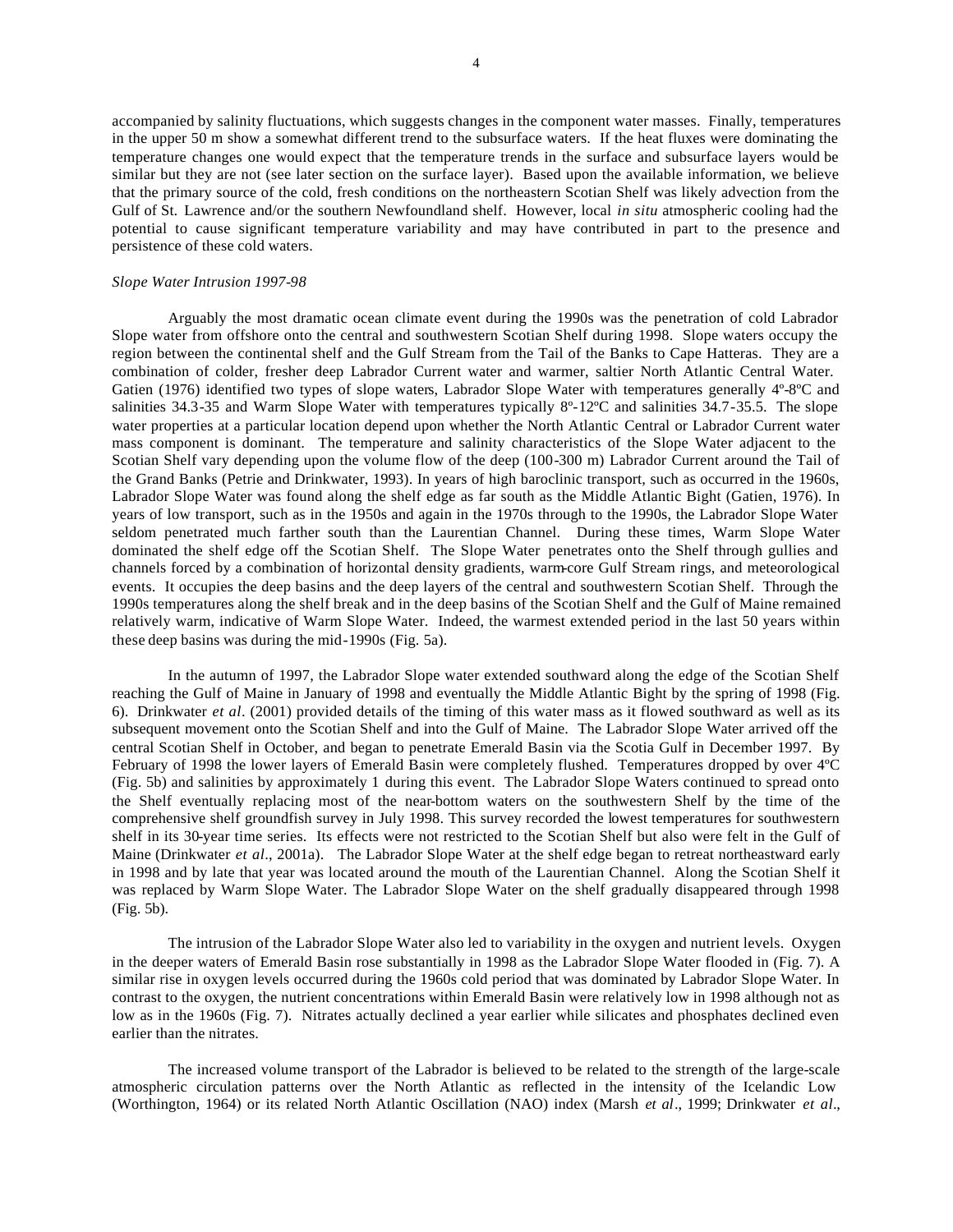accompanied by salinity fluctuations, which suggests changes in the component water masses. Finally, temperatures in the upper 50 m show a somewhat different trend to the subsurface waters. If the heat fluxes were dominating the temperature changes one would expect that the temperature trends in the surface and subsurface layers would be similar but they are not (see later section on the surface layer). Based upon the available information, we believe that the primary source of the cold, fresh conditions on the northeastern Scotian Shelf was likely advection from the Gulf of St. Lawrence and/or the southern Newfoundland shelf. However, local *in situ* atmospheric cooling had the potential to cause significant temperature variability and may have contributed in part to the presence and persistence of these cold waters.

*Slope Water Intrusion 1997-98*

Arguably the most dramatic ocean climate event during the 1990s was the penetration of cold Labrador Slope water from offshore onto the central and southwestern Scotian Shelf during 1998. Slope waters occupy the region between the continental shelf and the Gulf Stream from the Tail of the Banks to Cape Hatteras. They are a combination of colder, fresher deep Labrador Current water and warmer, saltier North Atlantic Central Water. Gatien (1976) identified two types of slope waters, Labrador Slope Water with temperatures generally 4º-8ºC and salinities 34.3-35 and Warm Slope Water with temperatures typically 8º-12ºC and salinities 34.7-35.5. The slope water properties at a particular location depend upon whether the North Atlantic Central or Labrador Current water mass component is dominant. The temperature and salinity characteristics of the Slope Water adjacent to the Scotian Shelf vary depending upon the volume flow of the deep (100-300 m) Labrador Current around the Tail of the Grand Banks (Petrie and Drinkwater, 1993). In years of high baroclinic transport, such as occurred in the 1960s, Labrador Slope Water was found along the shelf edge as far south as the Middle Atlantic Bight (Gatien, 1976). In years of low transport, such as in the 1950s and again in the 1970s through to the 1990s, the Labrador Slope Water seldom penetrated much farther south than the Laurentian Channel. During these times, Warm Slope Water dominated the shelf edge off the Scotian Shelf. The Slope Water penetrates onto the Shelf through gullies and channels forced by a combination of horizontal density gradients, warm-core Gulf Stream rings, and meteorological events. It occupies the deep basins and the deep layers of the central and southwestern Scotian Shelf. Through the 1990s temperatures along the shelf break and in the deep basins of the Scotian Shelf and the Gulf of Maine remained relatively warm, indicative of Warm Slope Water. Indeed, the warmest extended period in the last 50 years within these deep basins was during the mid-1990s (Fig. 5a).

In the autumn of 1997, the Labrador Slope water extended southward along the edge of the Scotian Shelf reaching the Gulf of Maine in January of 1998 and eventually the Middle Atlantic Bight by the spring of 1998 (Fig. 6). Drinkwater *et al*. (2001) provided details of the timing of this water mass as it flowed southward as well as its subsequent movement onto the Scotian Shelf and into the Gulf of Maine. The Labrador Slope Water arrived off the central Scotian Shelf in October, and began to penetrate Emerald Basin via the Scotia Gulf in December 1997. By February of 1998 the lower layers of Emerald Basin were completely flushed. Temperatures dropped by over 4ºC (Fig. 5b) and salinities by approximately 1 during this event. The Labrador Slope Waters continued to spread onto the Shelf eventually replacing most of the near-bottom waters on the southwestern Shelf by the time of the comprehensive shelf groundfish survey in July 1998. This survey recorded the lowest temperatures for southwestern shelf in its 30-year time series. Its effects were not restricted to the Scotian Shelf but also were felt in the Gulf of Maine (Drinkwater *et al*., 2001a). The Labrador Slope Water at the shelf edge began to retreat northeastward early in 1998 and by late that year was located around the mouth of the Laurentian Channel. Along the Scotian Shelf it was replaced by Warm Slope Water. The Labrador Slope Water on the shelf gradually disappeared through 1998 (Fig. 5b).

The intrusion of the Labrador Slope Water also led to variability in the oxygen and nutrient levels. Oxygen in the deeper waters of Emerald Basin rose substantially in 1998 as the Labrador Slope Water flooded in (Fig. 7). A similar rise in oxygen levels occurred during the 1960s cold period that was dominated by Labrador Slope Water. In contrast to the oxygen, the nutrient concentrations within Emerald Basin were relatively low in 1998 although not as low as in the 1960s (Fig. 7). Nitrates actually declined a year earlier while silicates and phosphates declined even earlier than the nitrates.

The increased volume transport of the Labrador is believed to be related to the strength of the large-scale atmospheric circulation patterns over the North Atlantic as reflected in the intensity of the Icelandic Low (Worthington, 1964) or its related North Atlantic Oscillation (NAO) index (Marsh *et al*., 1999; Drinkwater *et al*.,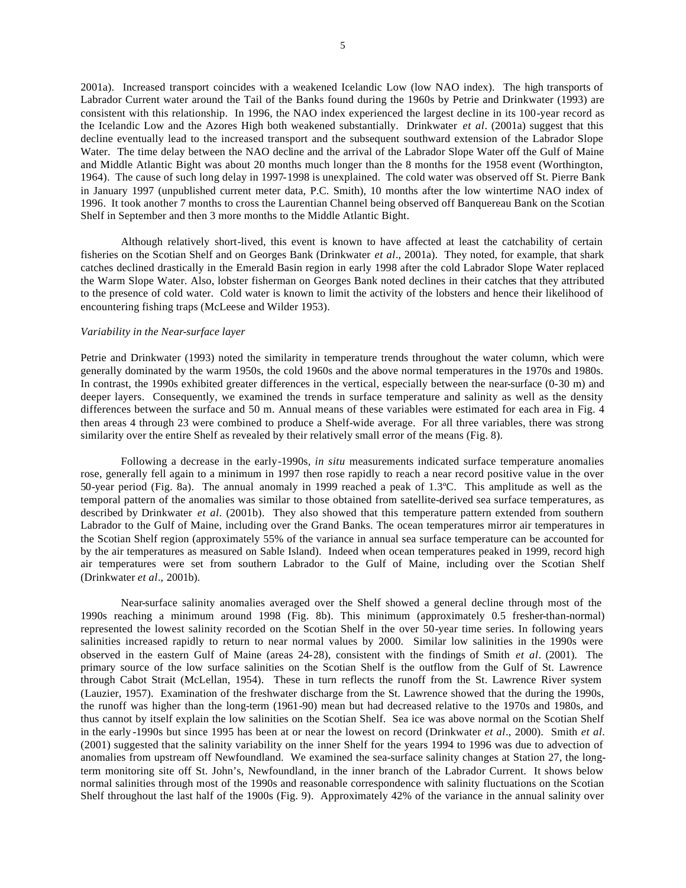2001a). Increased transport coincides with a weakened Icelandic Low (low NAO index). The high transports of Labrador Current water around the Tail of the Banks found during the 1960s by Petrie and Drinkwater (1993) are consistent with this relationship. In 1996, the NAO index experienced the largest decline in its 100-year record as the Icelandic Low and the Azores High both weakened substantially. Drinkwater *et al*. (2001a) suggest that this decline eventually lead to the increased transport and the subsequent southward extension of the Labrador Slope Water. The time delay between the NAO decline and the arrival of the Labrador Slope Water off the Gulf of Maine and Middle Atlantic Bight was about 20 months much longer than the 8 months for the 1958 event (Worthington, 1964). The cause of such long delay in 1997-1998 is unexplained. The cold water was observed off St. Pierre Bank in January 1997 (unpublished current meter data, P.C. Smith), 10 months after the low wintertime NAO index of 1996. It took another 7 months to cross the Laurentian Channel being observed off Banquereau Bank on the Scotian Shelf in September and then 3 more months to the Middle Atlantic Bight.

Although relatively short-lived, this event is known to have affected at least the catchability of certain fisheries on the Scotian Shelf and on Georges Bank (Drinkwater *et al*., 2001a). They noted, for example, that shark catches declined drastically in the Emerald Basin region in early 1998 after the cold Labrador Slope Water replaced the Warm Slope Water. Also, lobster fisherman on Georges Bank noted declines in their catches that they attributed to the presence of cold water. Cold water is known to limit the activity of the lobsters and hence their likelihood of encountering fishing traps (McLeese and Wilder 1953).

*Variability in the Near-surface layer*

Petrie and Drinkwater (1993) noted the similarity in temperature trends throughout the water column, which were generally dominated by the warm 1950s, the cold 1960s and the above normal temperatures in the 1970s and 1980s. In contrast, the 1990s exhibited greater differences in the vertical, especially between the near-surface (0-30 m) and deeper layers. Consequently, we examined the trends in surface temperature and salinity as well as the density differences between the surface and 50 m. Annual means of these variables were estimated for each area in Fig. 4 then areas 4 through 23 were combined to produce a Shelf-wide average. For all three variables, there was strong similarity over the entire Shelf as revealed by their relatively small error of the means (Fig. 8).

Following a decrease in the early-1990s, *in situ* measurements indicated surface temperature anomalies rose, generally fell again to a minimum in 1997 then rose rapidly to reach a near record positive value in the over 50-year period (Fig. 8a). The annual anomaly in 1999 reached a peak of 1.3ºC. This amplitude as well as the temporal pattern of the anomalies was similar to those obtained from satellite-derived sea surface temperatures, as described by Drinkwater *et al*. (2001b). They also showed that this temperature pattern extended from southern Labrador to the Gulf of Maine, including over the Grand Banks. The ocean temperatures mirror air temperatures in the Scotian Shelf region (approximately 55% of the variance in annual sea surface temperature can be accounted for by the air temperatures as measured on Sable Island). Indeed when ocean temperatures peaked in 1999, record high air temperatures were set from southern Labrador to the Gulf of Maine, including over the Scotian Shelf (Drinkwater *et al*., 2001b).

Near-surface salinity anomalies averaged over the Shelf showed a general decline through most of the 1990s reaching a minimum around 1998 (Fig. 8b). This minimum (approximately 0.5 fresher-than-normal) represented the lowest salinity recorded on the Scotian Shelf in the over 50-year time series. In following years salinities increased rapidly to return to near normal values by 2000. Similar low salinities in the 1990s were observed in the eastern Gulf of Maine (areas 24-28), consistent with the findings of Smith *et al*. (2001). The primary source of the low surface salinities on the Scotian Shelf is the outflow from the Gulf of St. Lawrence through Cabot Strait (McLellan, 1954). These in turn reflects the runoff from the St. Lawrence River system (Lauzier, 1957). Examination of the freshwater discharge from the St. Lawrence showed that the during the 1990s, the runoff was higher than the long-term (1961-90) mean but had decreased relative to the 1970s and 1980s, and thus cannot by itself explain the low salinities on the Scotian Shelf. Sea ice was above normal on the Scotian Shelf in the early-1990s but since 1995 has been at or near the lowest on record (Drinkwater *et al*., 2000). Smith *et al*. (2001) suggested that the salinity variability on the inner Shelf for the years 1994 to 1996 was due to advection of anomalies from upstream off Newfoundland. We examined the sea-surface salinity changes at Station 27, the long-term monitoring site off St. John's, Newfoundland, in the inner branch of the Labrador Current. It shows below normal salinities through most of the 1990s and reasonable correspondence with salinity fluctuations on the Scotian Shelf throughout the last half of the 1900s (Fig. 9). Approximately 42% of the variance in the annual salinity over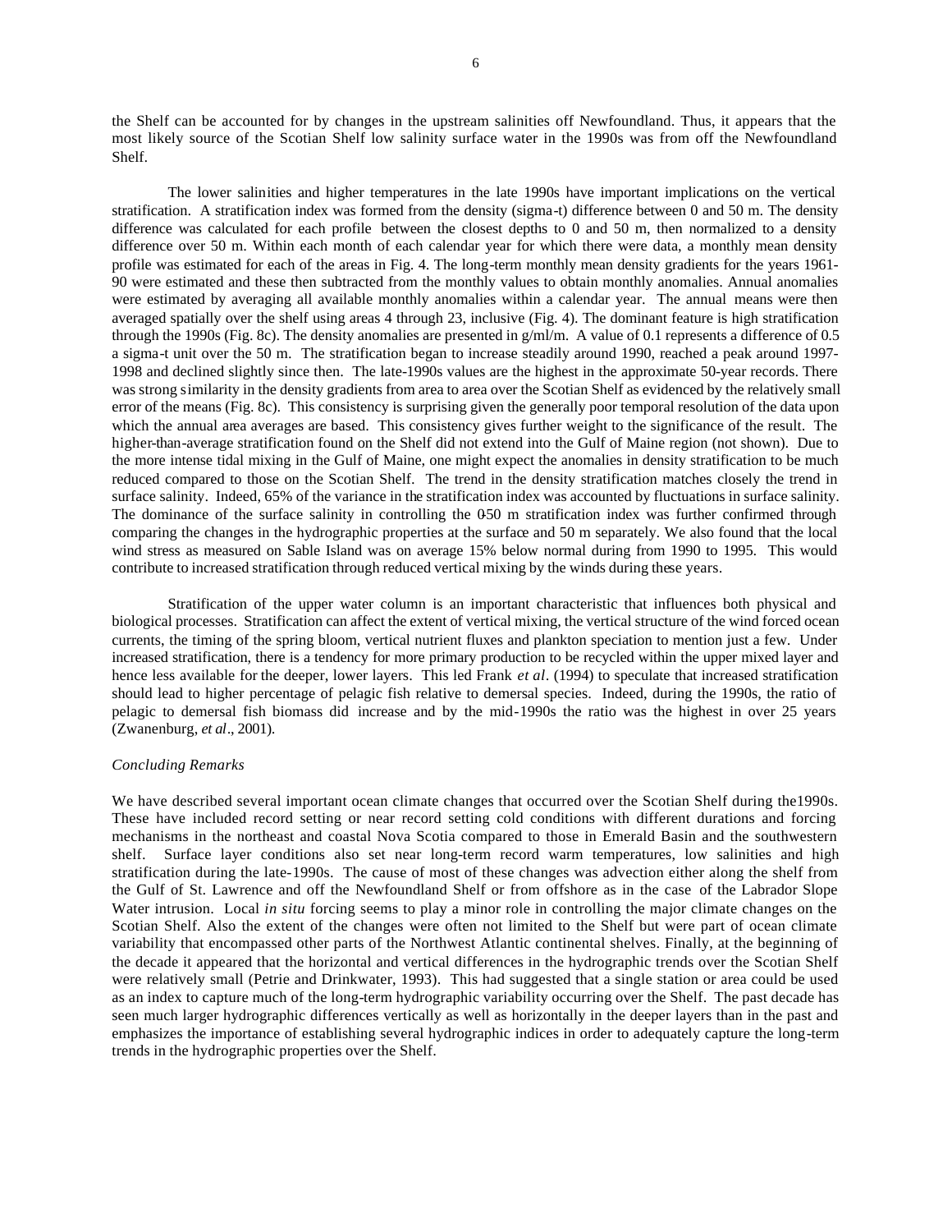the Shelf can be accounted for by changes in the upstream salinities off Newfoundland. Thus, it appears that the most likely source of the Scotian Shelf low salinity surface water in the 1990s was from off the Newfoundland Shelf.

The lower salinities and higher temperatures in the late 1990s have important implications on the vertical stratification. A stratification index was formed from the density (sigma-t) difference between 0 and 50 m. The density difference was calculated for each profile between the closest depths to 0 and 50 m, then normalized to a density difference over 50 m. Within each month of each calendar year for which there were data, a monthly mean density profile was estimated for each of the areas in Fig. 4. The long-term monthly mean density gradients for the years 1961-90 were estimated and these then subtracted from the monthly values to obtain monthly anomalies. Annual anomalies were estimated by averaging all available monthly anomalies within a calendar year. The annual means were then averaged spatially over the shelf using areas 4 through 23, inclusive (Fig. 4). The dominant feature is high stratification through the 1990s (Fig. 8c). The density anomalies are presented in g/ml/m. A value of 0.1 represents a difference of 0.5 a sigma-t unit over the 50 m. The stratification began to increase steadily around 1990, reached a peak around 1997-1998 and declined slightly since then. The late-1990s values are the highest in the approximate 50-year records. There was strong similarity in the density gradients from area to area over the Scotian Shelf as evidenced by the relatively small error of the means (Fig. 8c). This consistency is surprising given the generally poor temporal resolution of the data upon which the annual area averages are based. This consistency gives further weight to the significance of the result. The higher-than-average stratification found on the Shelf did not extend into the Gulf of Maine region (not shown). Due to the more intense tidal mixing in the Gulf of Maine, one might expect the anomalies in density stratification to be much reduced compared to those on the Scotian Shelf. The trend in the density stratification matches closely the trend in surface salinity. Indeed, 65% of the variance in the stratification index was accounted by fluctuations in surface salinity. The dominance of the surface salinity in controlling the 0-50 m stratification index was further confirmed through comparing the changes in the hydrographic properties at the surface and 50 m separately. We also found that the local wind stress as measured on Sable Island was on average 15% below normal during from 1990 to 1995. This would contribute to increased stratification through reduced vertical mixing by the winds during these years.

Stratification of the upper water column is an important characteristic that influences both physical and biological processes. Stratification can affect the extent of vertical mixing, the vertical structure of the wind forced ocean currents, the timing of the spring bloom, vertical nutrient fluxes and plankton speciation to mention just a few. Under increased stratification, there is a tendency for more primary production to be recycled within the upper mixed layer and hence less available for the deeper, lower layers. This led Frank *et al*. (1994) to speculate that increased stratification should lead to higher percentage of pelagic fish relative to demersal species. Indeed, during the 1990s, the ratio of pelagic to demersal fish biomass did increase and by the mid-1990s the ratio was the highest in over 25 years (Zwanenburg, *et al*., 2001).

*Concluding Remarks*

We have described several important ocean climate changes that occurred over the Scotian Shelf during the1990s. These have included record setting or near record setting cold conditions with different durations and forcing mechanisms in the northeast and coastal Nova Scotia compared to those in Emerald Basin and the southwestern shelf. Surface layer conditions also set near long-term record warm temperatures, low salinities and high stratification during the late-1990s. The cause of most of these changes was advection either along the shelf from the Gulf of St. Lawrence and off the Newfoundland Shelf or from offshore as in the case of the Labrador Slope Water intrusion. Local *in situ* forcing seems to play a minor role in controlling the major climate changes on the Scotian Shelf. Also the extent of the changes were often not limited to the Shelf but were part of ocean climate variability that encompassed other parts of the Northwest Atlantic continental shelves. Finally, at the beginning of the decade it appeared that the horizontal and vertical differences in the hydrographic trends over the Scotian Shelf were relatively small (Petrie and Drinkwater, 1993). This had suggested that a single station or area could be used as an index to capture much of the long-term hydrographic variability occurring over the Shelf. The past decade has seen much larger hydrographic differences vertically as well as horizontally in the deeper layers than in the past and emphasizes the importance of establishing several hydrographic indices in order to adequately capture the long-term trends in the hydrographic properties over the Shelf.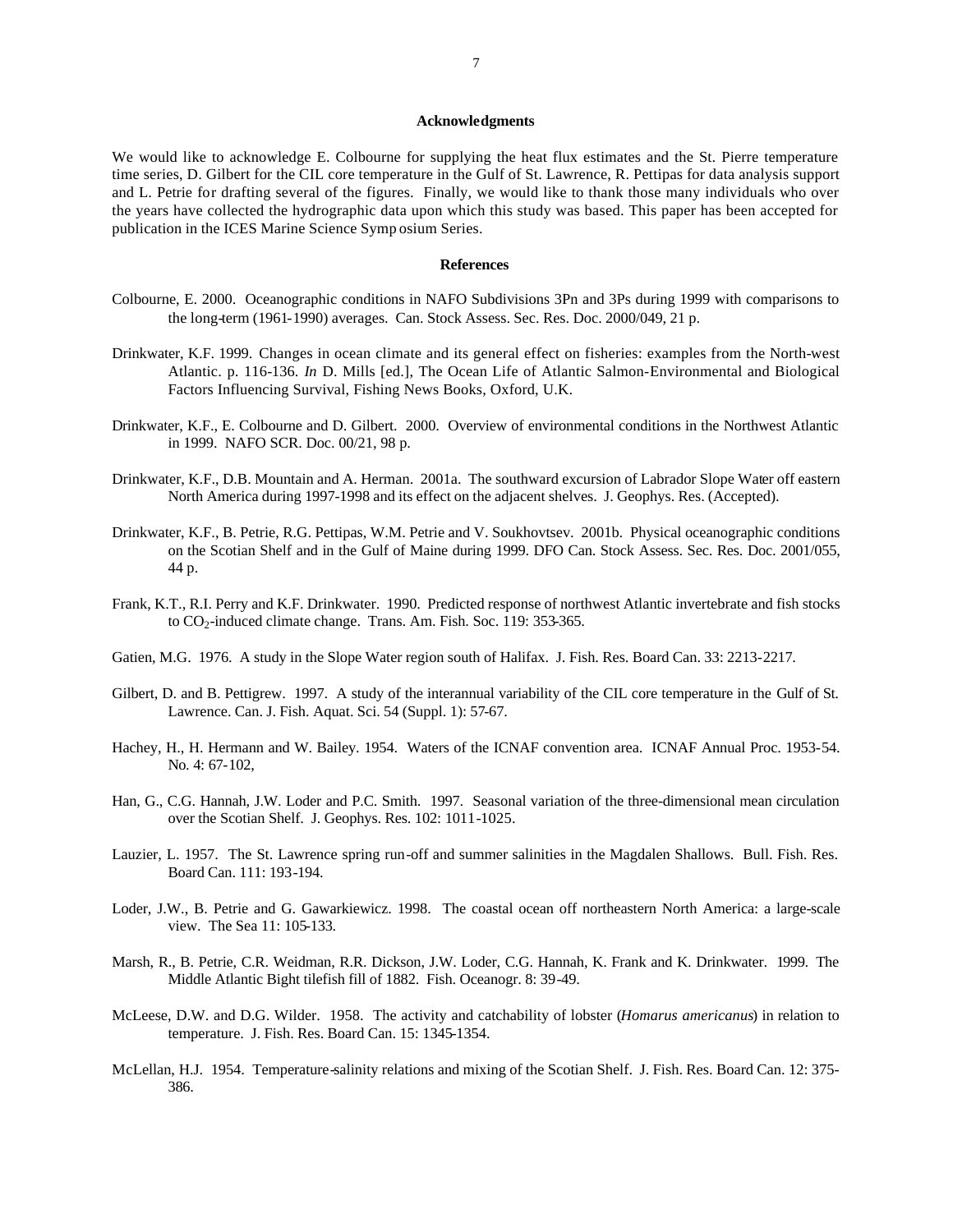## Acknowledgments

We would like to acknowledge E. Colbourne for supplying the heat flux estimates and the St. Pierre temperature time series, D. Gilbert for the CIL core temperature in the Gulf of St. Lawrence, R. Pettipas for data analysis support and L. Petrie for drafting several of the figures. Finally, we would like to thank those many individuals who over the years have collected the hydrographic data upon which this study was based. This paper has been accepted for publication in the ICES Marine Science Symp osium Series.

## References

Colbourne, E. 2000. Oceanographic conditions in NAFO Subdivisions 3Pn and 3Ps during 1999 with comparisons to the long-term (1961-1990) averages. Can. Stock Assess. Sec. Res. Doc. 2000/049, 21 p.

Drinkwater, K.F. 1999. Changes in ocean climate and its general effect on fisheries: examples from the North-west Atlantic. p. 116-136. *In* D. Mills [ed.], The Ocean Life of Atlantic Salmon-Environmental and Biological Factors Influencing Survival, Fishing News Books, Oxford, U.K.

Drinkwater, K.F., E. Colbourne and D. Gilbert. 2000. Overview of environmental conditions in the Northwest Atlantic in 1999. NAFO SCR. Doc. 00/21, 98 p.

Drinkwater, K.F., D.B. Mountain and A. Herman. 2001a. The southward excursion of Labrador Slope Water off eastern North America during 1997-1998 and its effect on the adjacent shelves. J. Geophys. Res. (Accepted).

Drinkwater, K.F., B. Petrie, R.G. Pettipas, W.M. Petrie and V. Soukhovtsev. 2001b. Physical oceanographic conditions on the Scotian Shelf and in the Gulf of Maine during 1999. DFO Can. Stock Assess. Sec. Res. Doc. 2001/055, 44 p.

Frank, K.T., R.I. Perry and K.F. Drinkwater. 1990. Predicted response of northwest Atlantic invertebrate and fish stocks to $CO_2$-induced climate change. Trans. Am. Fish. Soc. 119: 353-365.

Gatien, M.G. 1976. A study in the Slope Water region south of Halifax. J. Fish. Res. Board Can. 33: 2213-2217.

Gilbert, D. and B. Pettigrew. 1997. A study of the interannual variability of the CIL core temperature in the Gulf of St. Lawrence. Can. J. Fish. Aquat. Sci. 54 (Suppl. 1): 57-67.

Hachey, H., H. Hermann and W. Bailey. 1954. Waters of the ICNAF convention area. ICNAF Annual Proc. 1953-54. No. 4: 67-102,

Han, G., C.G. Hannah, J.W. Loder and P.C. Smith. 1997. Seasonal variation of the three-dimensional mean circulation over the Scotian Shelf. J. Geophys. Res. 102: 1011-1025.

Lauzier, L. 1957. The St. Lawrence spring run-off and summer salinities in the Magdalen Shallows. Bull. Fish. Res. Board Can. 111: 193-194.

Loder, J.W., B. Petrie and G. Gawarkiewicz. 1998. The coastal ocean off northeastern North America: a large-scale view. The Sea 11: 105-133.

Marsh, R., B. Petrie, C.R. Weidman, R.R. Dickson, J.W. Loder, C.G. Hannah, K. Frank and K. Drinkwater. 1999. The Middle Atlantic Bight tilefish fill of 1882. Fish. Oceanogr. 8: 39-49.

McLeese, D.W. and D.G. Wilder. 1958. The activity and catchability of lobster (*Homarus americanus*) in relation to temperature. J. Fish. Res. Board Can. 15: 1345-1354.

McLellan, H.J. 1954. Temperature-salinity relations and mixing of the Scotian Shelf. J. Fish. Res. Board Can. 12: 375-386.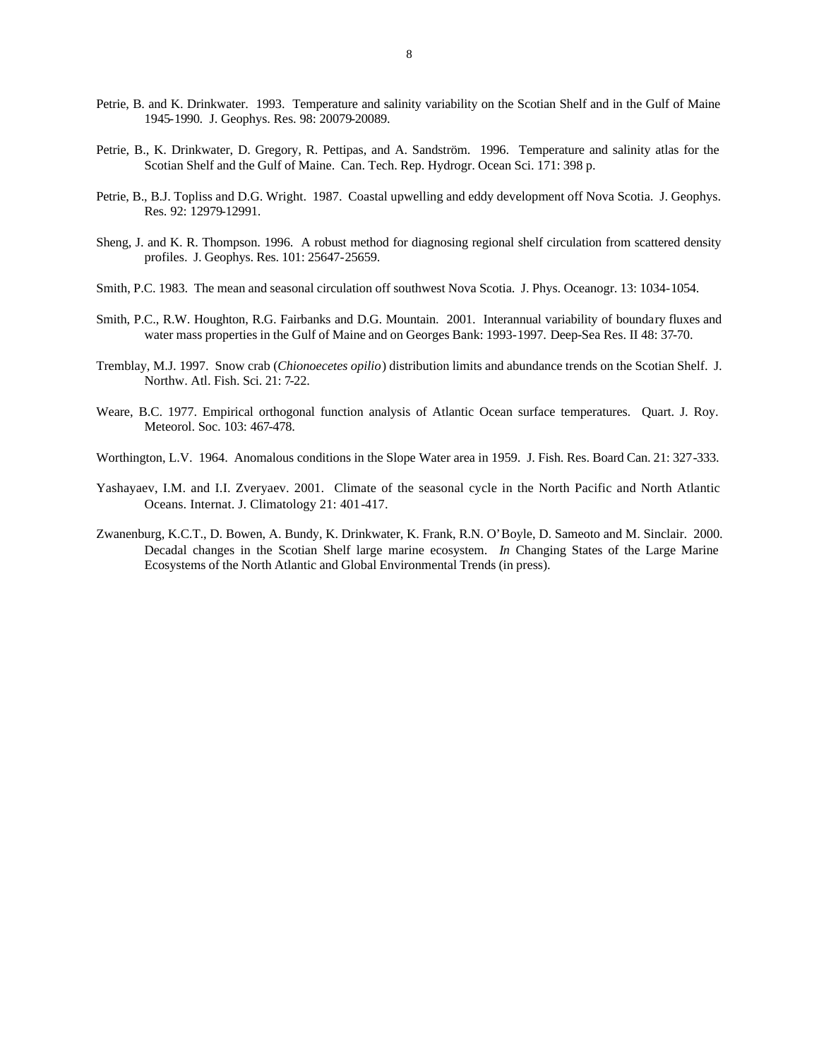Petrie, B. and K. Drinkwater. 1993. Temperature and salinity variability on the Scotian Shelf and in the Gulf of Maine 1945-1990. J. Geophys. Res. 98: 20079-20089.

Petrie, B., K. Drinkwater, D. Gregory, R. Pettipas, and A. Sandström. 1996. Temperature and salinity atlas for the Scotian Shelf and the Gulf of Maine. Can. Tech. Rep. Hydrogr. Ocean Sci. 171: 398 p.

Petrie, B., B.J. Topliss and D.G. Wright. 1987. Coastal upwelling and eddy development off Nova Scotia. J. Geophys. Res. 92: 12979-12991.

Sheng, J. and K. R. Thompson. 1996. A robust method for diagnosing regional shelf circulation from scattered density profiles. J. Geophys. Res. 101: 25647-25659.

Smith, P.C. 1983. The mean and seasonal circulation off southwest Nova Scotia. J. Phys. Oceanogr. 13: 1034-1054.

Smith, P.C., R.W. Houghton, R.G. Fairbanks and D.G. Mountain. 2001. Interannual variability of boundary fluxes and water mass properties in the Gulf of Maine and on Georges Bank: 1993-1997. Deep-Sea Res. II 48: 37-70.

Tremblay, M.J. 1997. Snow crab (*Chionoecetes opilio*) distribution limits and abundance trends on the Scotian Shelf. J. Northw. Atl. Fish. Sci. 21: 7-22.

Weare, B.C. 1977. Empirical orthogonal function analysis of Atlantic Ocean surface temperatures. Quart. J. Roy. Meteorol. Soc. 103: 467-478.

Worthington, L.V. 1964. Anomalous conditions in the Slope Water area in 1959. J. Fish. Res. Board Can. 21: 327-333.

Yashayaev, I.M. and I.I. Zveryaev. 2001. Climate of the seasonal cycle in the North Pacific and North Atlantic Oceans. Internat. J. Climatology 21: 401-417.

Zwanenburg, K.C.T., D. Bowen, A. Bundy, K. Drinkwater, K. Frank, R.N. O'Boyle, D. Sameoto and M. Sinclair. 2000. Decadal changes in the Scotian Shelf large marine ecosystem. *In* Changing States of the Large Marine Ecosystems of the North Atlantic and Global Environmental Trends (in press).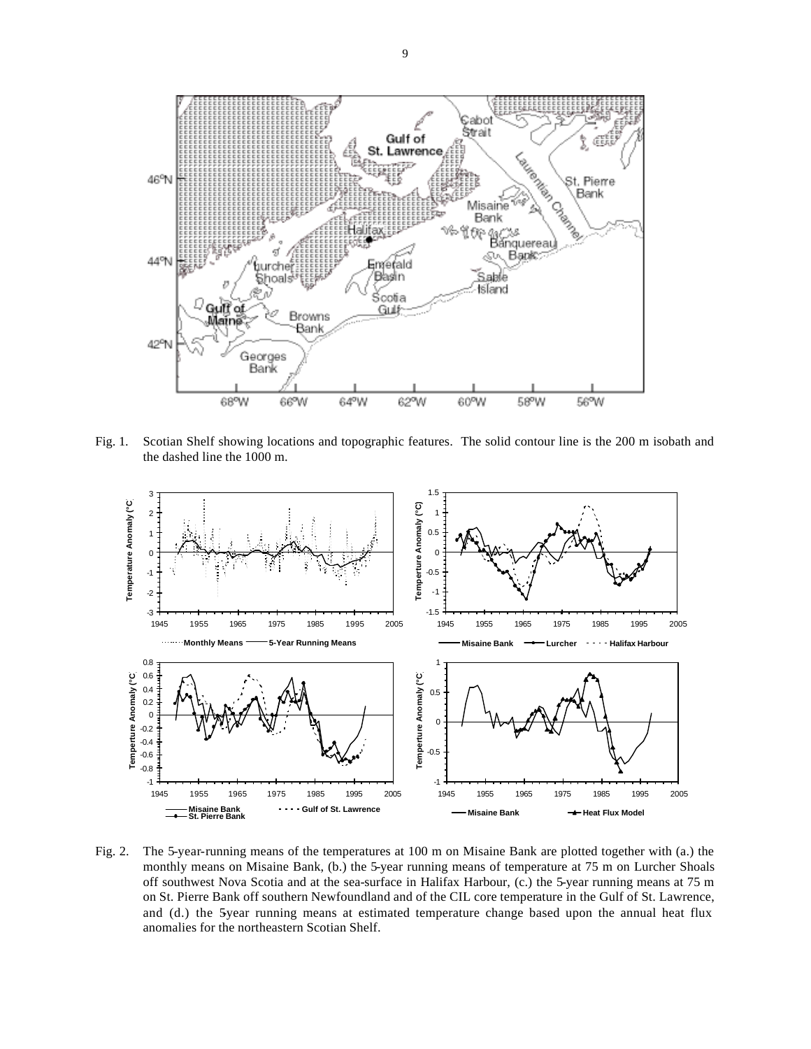Fig. 1. Scotian Shelf showing locations and topographic features. The solid contour line is the 200 m isobath and the dashed line the 1000 m.

Fig. 2. The 5-year-running means of the temperatures at 100 m on Misaine Bank are plotted together with (a.) the monthly means on Misaine Bank, (b.) the 5-year running means of temperature at 75 m on Lurcher Shoals off southwest Nova Scotia and at the sea-surface in Halifax Harbour, (c.) the 5-year running means at 75 m on St. Pierre Bank off southern Newfoundland and of the CIL core temperature in the Gulf of St. Lawrence, and (d.) the 5-year running means at estimated temperature change based upon the annual heat flux anomalies for the northeastern Scotian Shelf.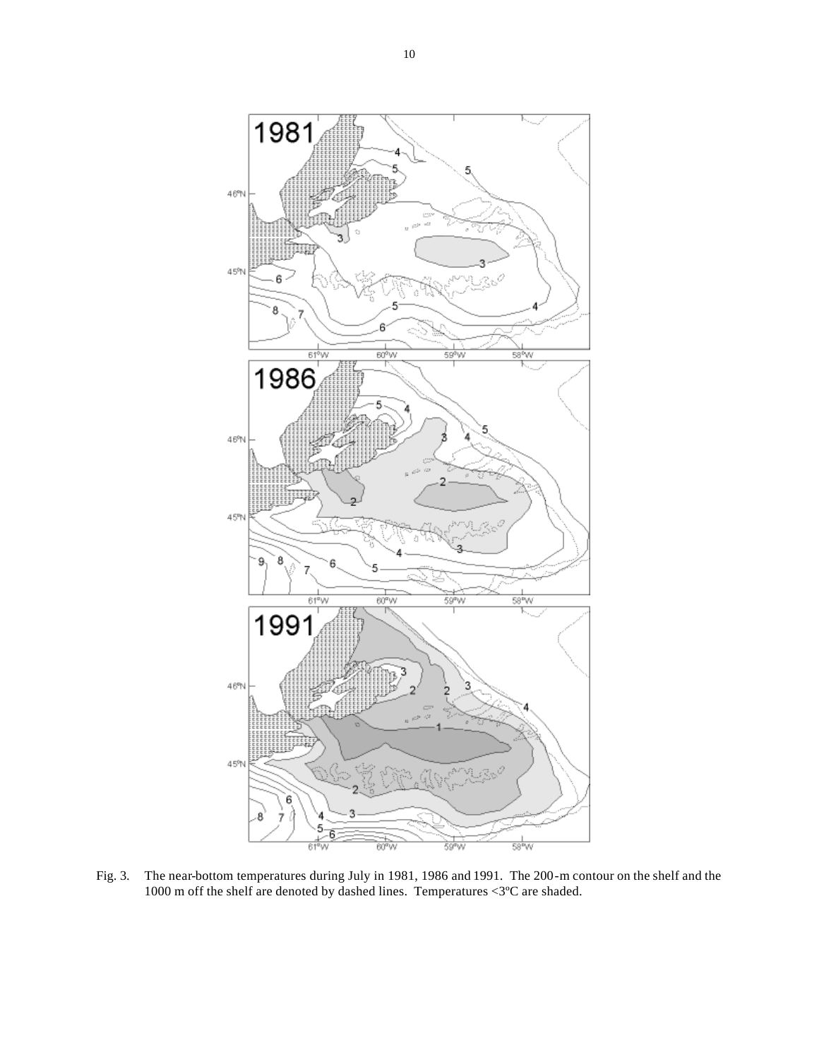Fig. 3. The near-bottom temperatures during July in 1981, 1986 and 1991. The 200-m contour on the shelf and the 1000 m off the shelf are denoted by dashed lines. Temperatures <3ºC are shaded.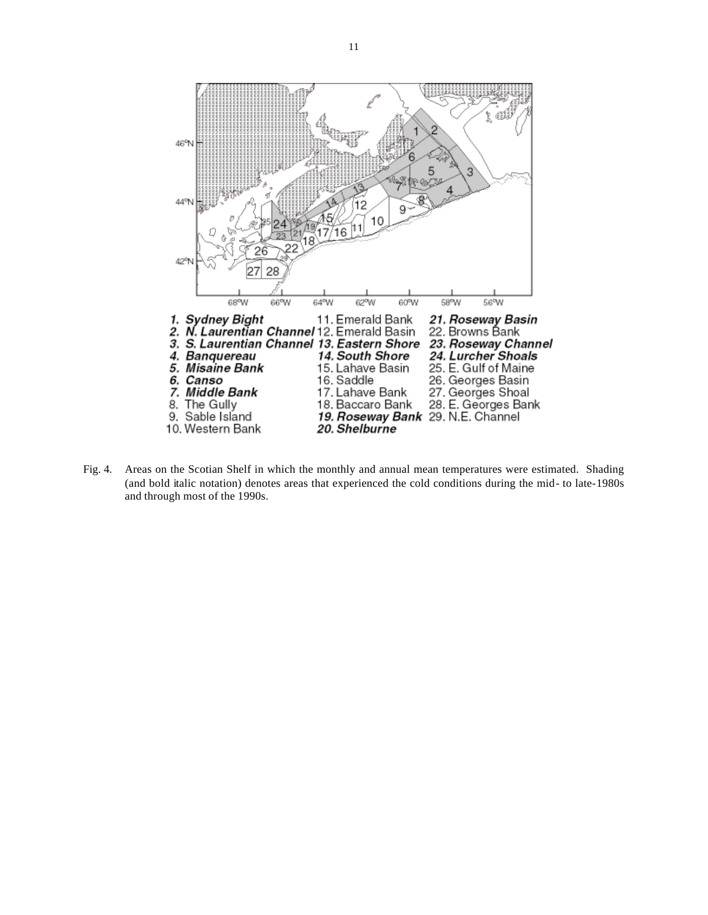1. ***Sydney Bight***
2. ***N. Laurentian Channel***
3. ***S. Laurentian Channel***
4. ***Banquereau***
5. ***Misaine Bank***
6. ***Canso***
7. ***Middle Bank***
8. The Gully
9. Sable Island
10. Western Bank
11. Emerald Bank
12. Emerald Basin
13. ***Eastern Shore***
14. ***South Shore***
15. Lahave Basin
16. Saddle
17. Lahave Bank
18. Baccaro Bank
19. ***Roseway Bank***
20. ***Shelburne***
21. ***Roseway Basin***
22. Browns Bank
23. ***Roseway Channel***
24. ***Lurcher Shoals***
25. E. Gulf of Maine
26. Georges Basin
27. Georges Shoal
28. E. Georges Bank
29. N.E. Channel

Fig. 4. Areas on the Scotian Shelf in which the monthly and annual mean temperatures were estimated. Shading (and bold italic notation) denotes areas that experienced the cold conditions during the mid- to late-1980s and through most of the 1990s.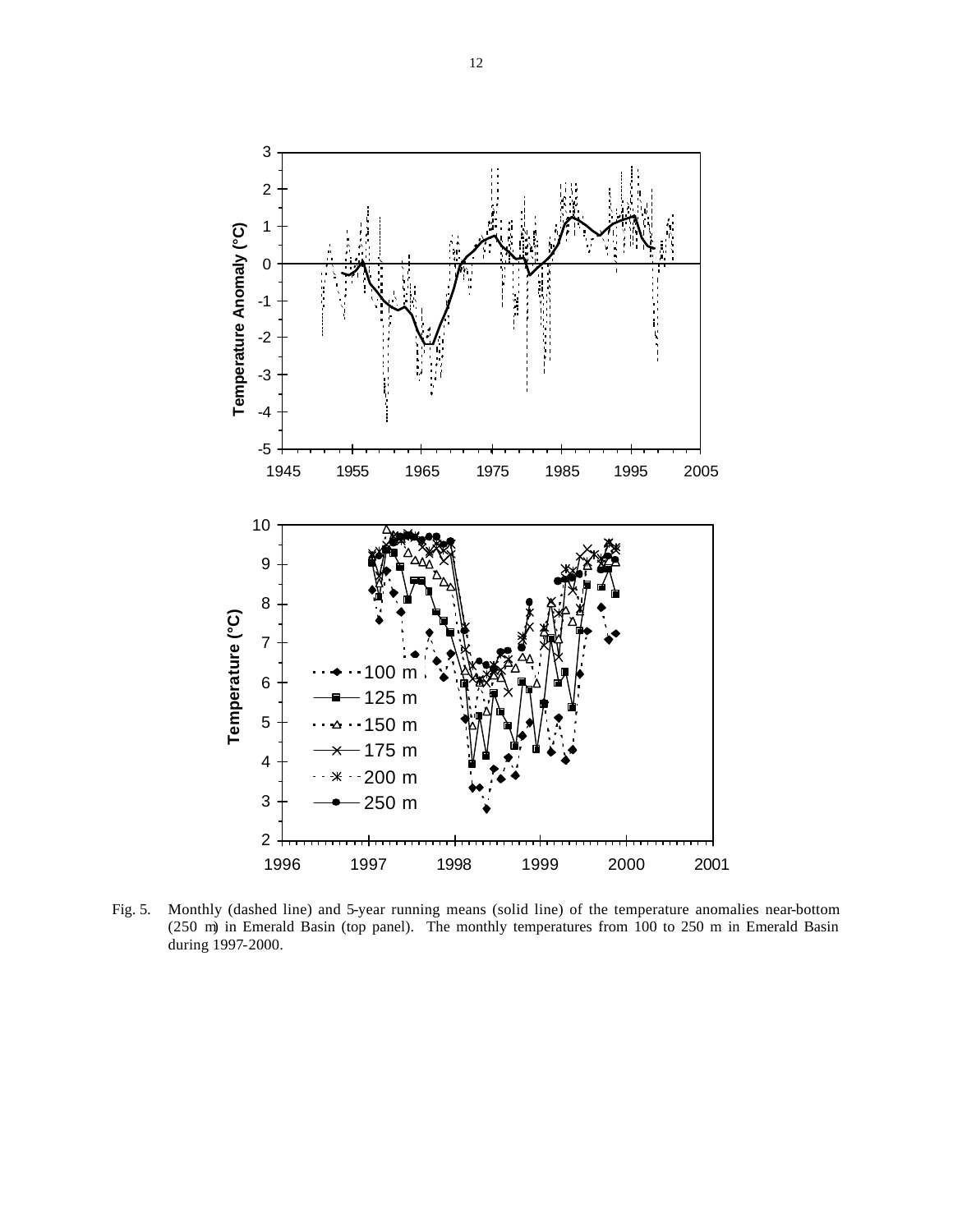Fig. 5. Monthly (dashed line) and 5-year running means (solid line) of the temperature anomalies near-bottom (250 m) in Emerald Basin (top panel). The monthly temperatures from 100 to 250 m in Emerald Basin during 1997-2000.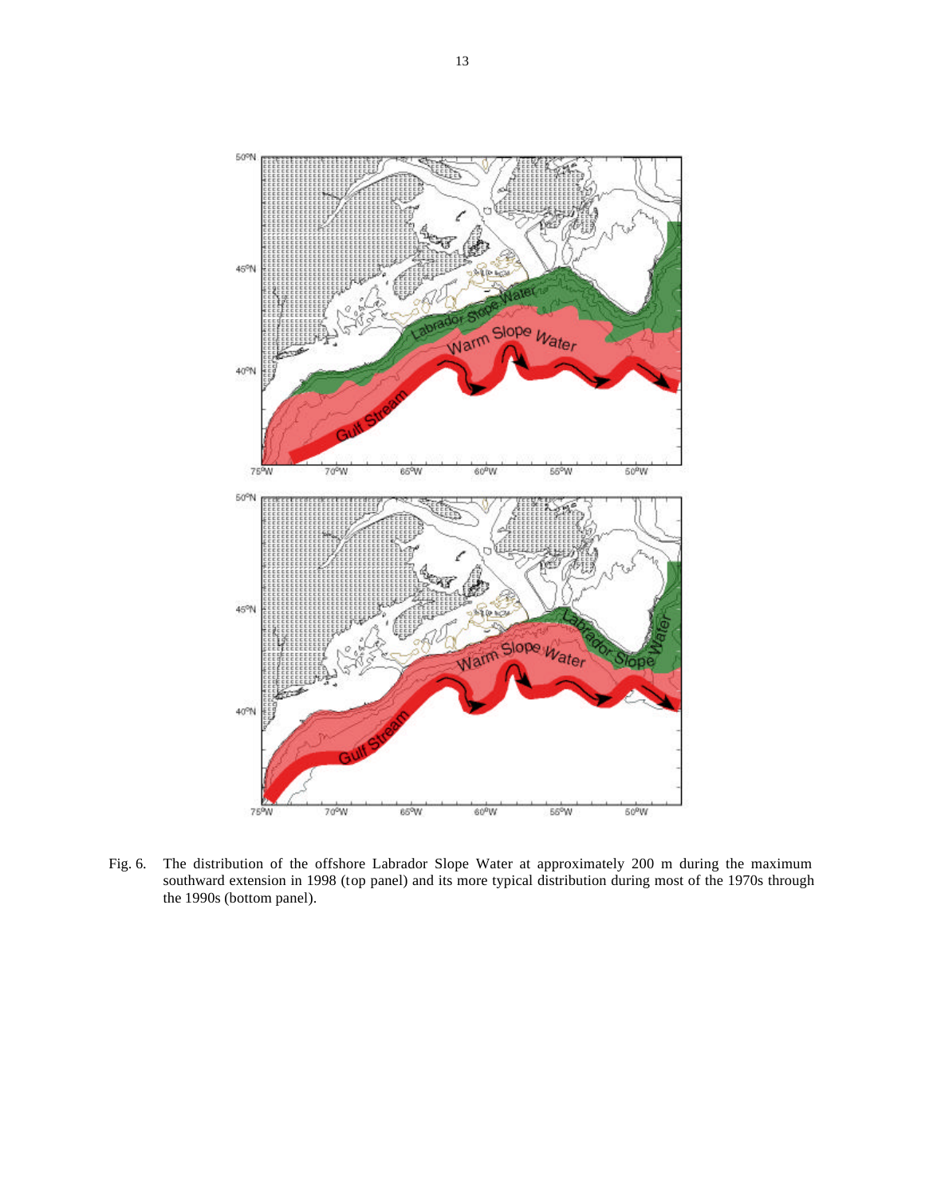Fig. 6. The distribution of the offshore Labrador Slope Water at approximately 200 m during the maximum southward extension in 1998 (top panel) and its more typical distribution during most of the 1970s through the 1990s (bottom panel).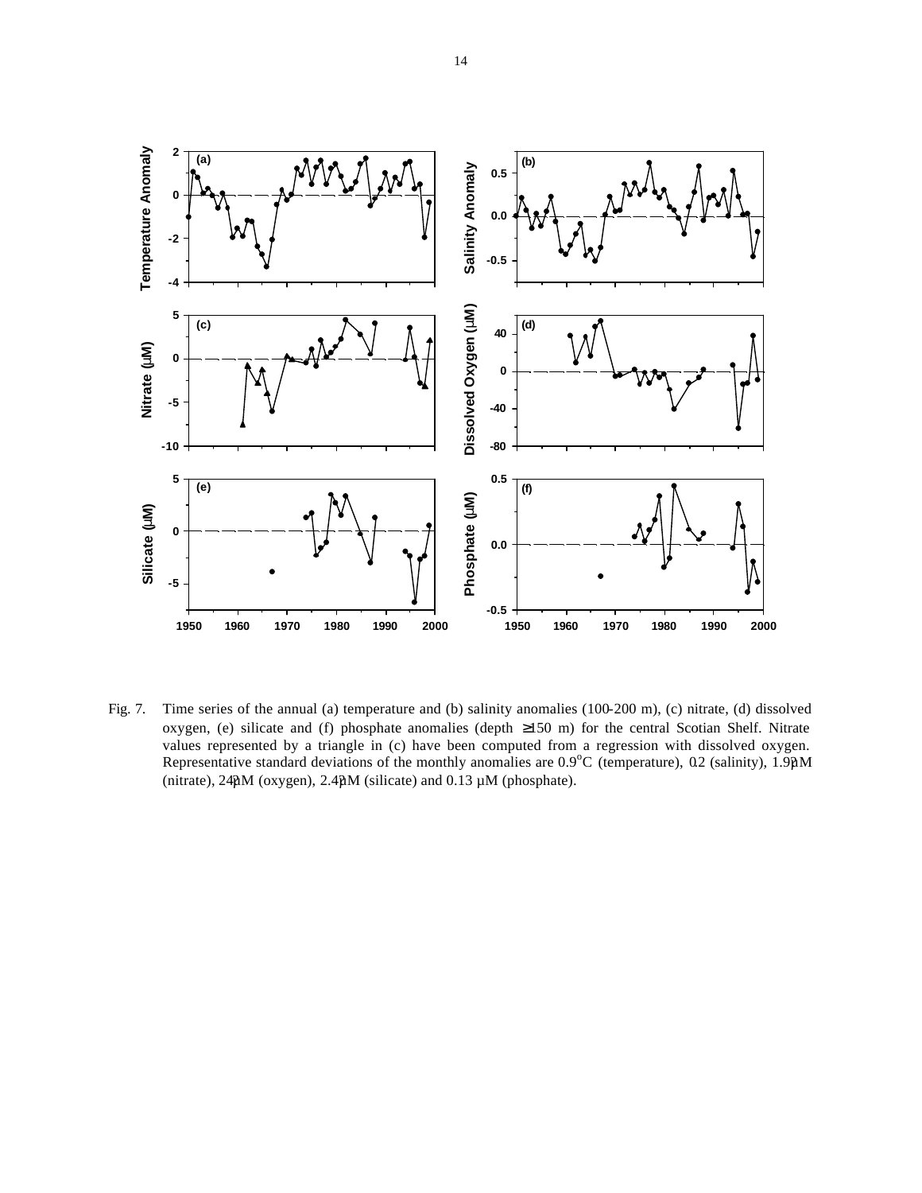Fig. 7. Time series of the annual (a) temperature and (b) salinity anomalies (100-200 m), (c) nitrate, (d) dissolved oxygen, (e) silicate and (f) phosphate anomalies (depth ≥150 m) for the central Scotian Shelf. Nitrate values represented by a triangle in (c) have been computed from a regression with dissolved oxygen. Representative standard deviations of the monthly anomalies are 0.9°C (temperature), 0.2 (salinity), 1.9 μM (nitrate), 24 μM (oxygen), 2.4 μM (silicate) and 0.13 μM (phosphate).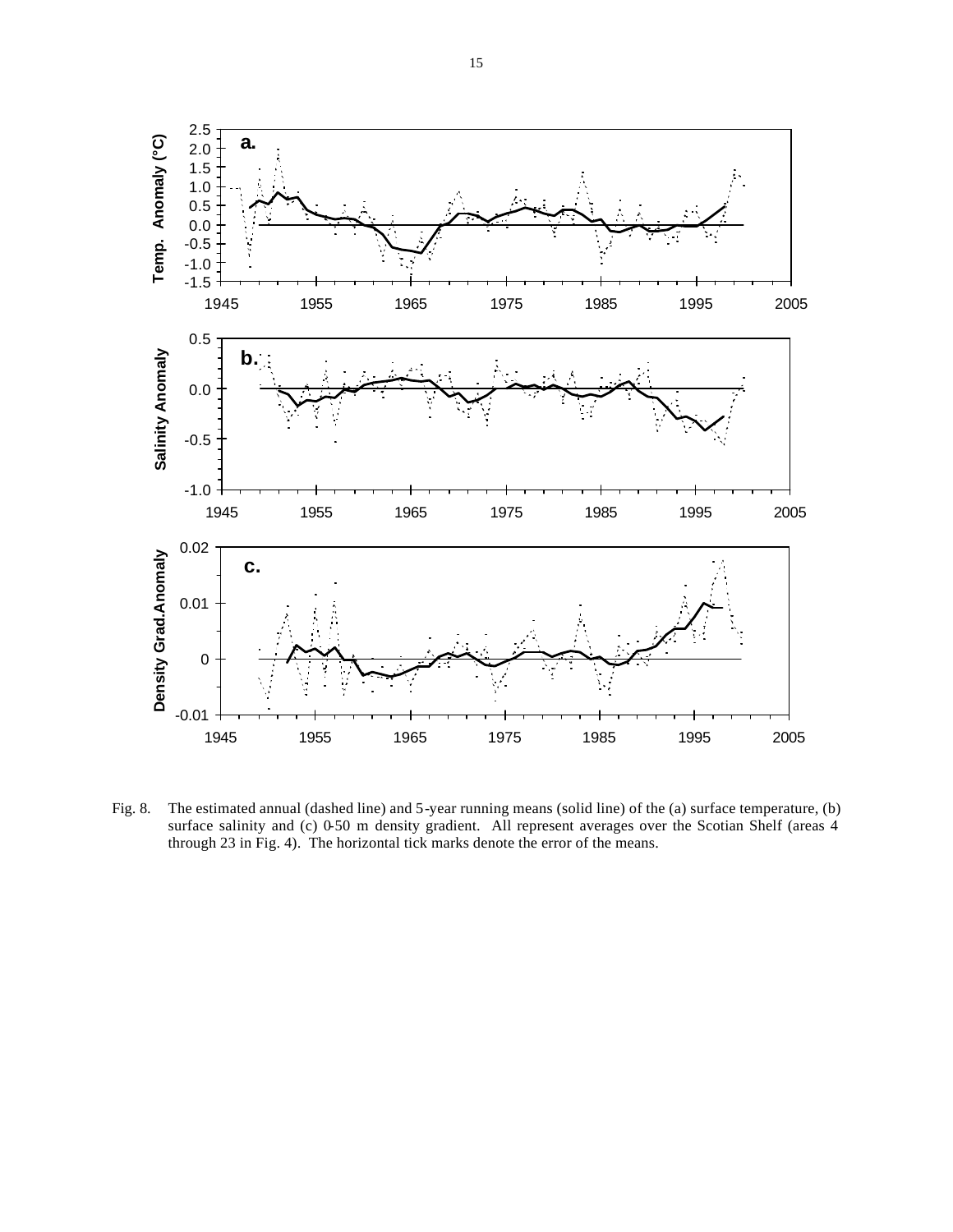Fig. 8. The estimated annual (dashed line) and 5-year running means (solid line) of the (a) surface temperature, (b) surface salinity and (c) 0-50 m density gradient. All represent averages over the Scotian Shelf (areas 4 through 23 in Fig. 4). The horizontal tick marks denote the error of the means.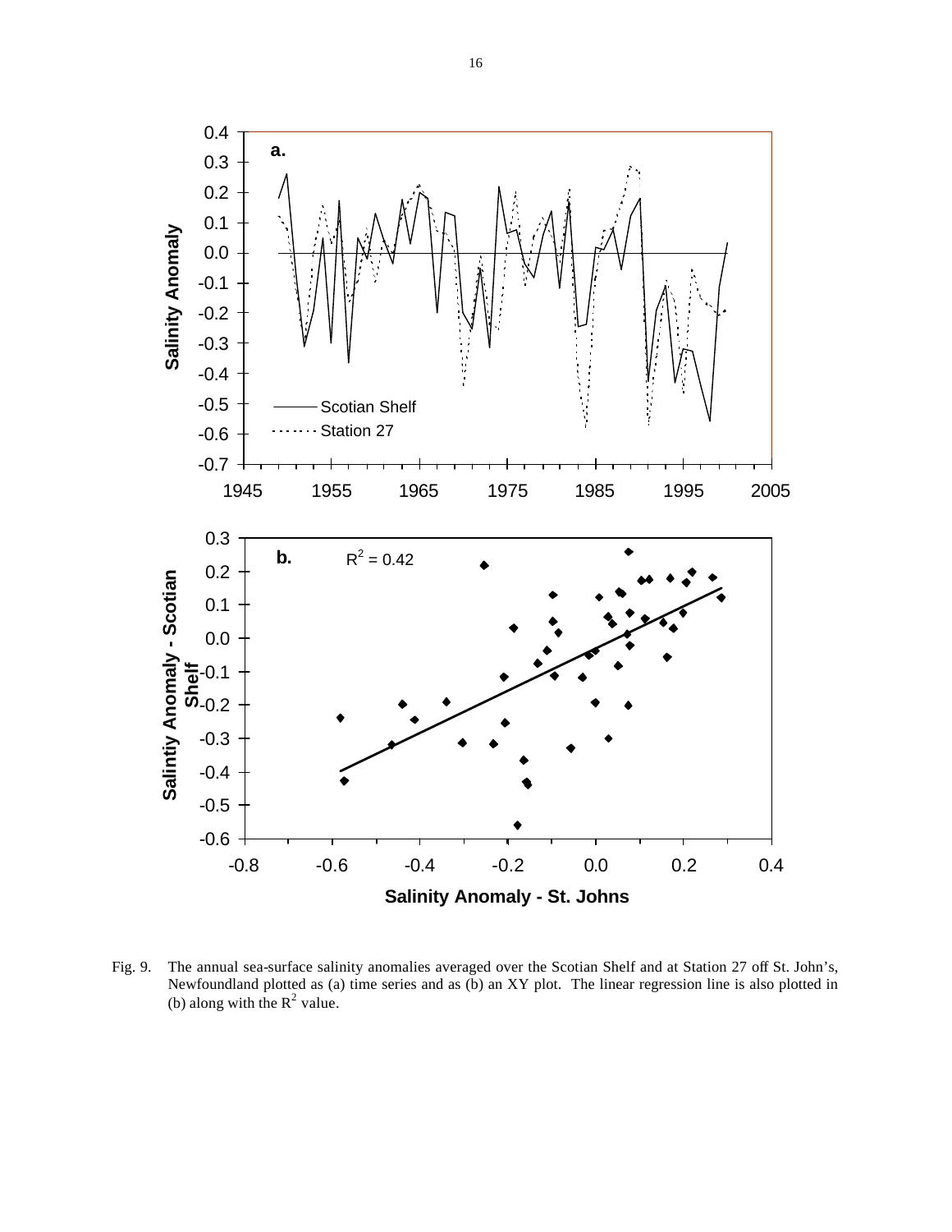a.

0.4
0.3
0.2
0.1
0.0
-0.1
-0.2
-0.3
-0.4
-0.5
-0.6
-0.7

Salinity Anomaly

1945 1955 1965 1975 1985 1995 2005

Scotian Shelf

Station 27

b.

$R^2 = 0.42$

0.3
0.2
0.1
0.0
-0.1
-0.2
-0.3
-0.4
-0.5
-0.6

Salintiy Anomaly - Scotian Shelf

-0.8 -0.6 -0.4 -0.2 0.0 0.2 0.4

Salinity Anomaly - St. Johns

Fig. 9. The annual sea-surface salinity anomalies averaged over the Scotian Shelf and at Station 27 off St. John's, Newfoundland plotted as (a) time series and as (b) an XY plot. The linear regression line is also plotted in (b) along with the $R^2$ value.